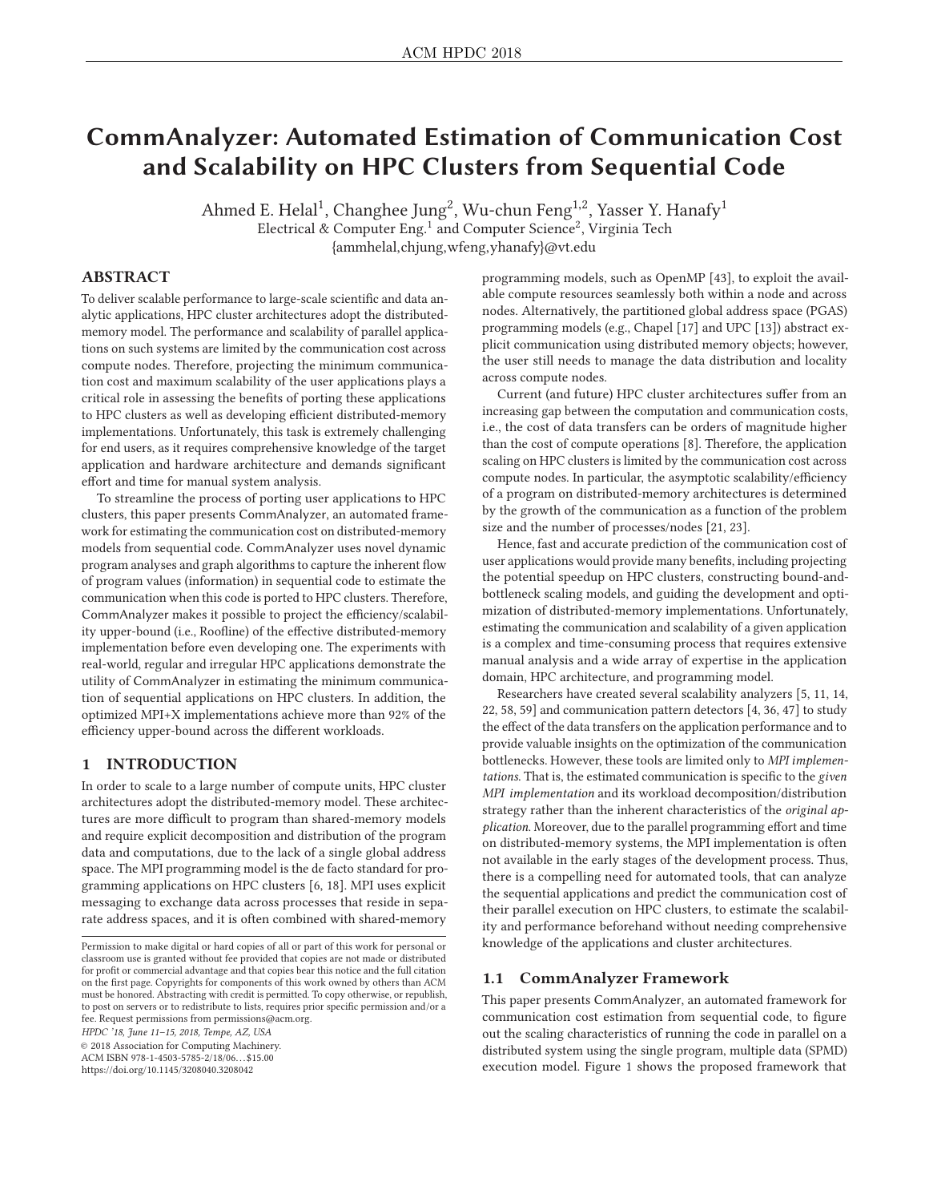# CommAnalyzer: Automated Estimation of Communication Cost and Scalability on HPC Clusters from Sequential Code

Ahmed E. Helal[1], Changhee Jung[2], Wu-chun Feng[1,2], Yasser Y. Hanafy[1]
Electrical & Computer Eng.[1] and Computer Science[2], Virginia Tech
{ammhelal,chjung,wfeng,yhanafy}@vt.edu

## ABSTRACT

To deliver scalable performance to large-scale scientific and data analytic applications, HPC cluster architectures adopt the distributed-memory model. The performance and scalability of parallel applications on such systems are limited by the communication cost across compute nodes. Therefore, projecting the minimum communication cost and maximum scalability of the user applications plays a critical role in assessing the benefits of porting these applications to HPC clusters as well as developing efficient distributed-memory implementations. Unfortunately, this task is extremely challenging for end users, as it requires comprehensive knowledge of the target application and hardware architecture and demands significant effort and time for manual system analysis.

To streamline the process of porting user applications to HPC clusters, this paper presents CommAnalyzer, an automated framework for estimating the communication cost on distributed-memory models from sequential code. CommAnalyzer uses novel dynamic program analyses and graph algorithms to capture the inherent flow of program values (information) in sequential code to estimate the communication when this code is ported to HPC clusters. Therefore, CommAnalyzer makes it possible to project the efficiency/scalability upper-bound (i.e., Roofline) of the effective distributed-memory implementation before even developing one. The experiments with real-world, regular and irregular HPC applications demonstrate the utility of CommAnalyzer in estimating the minimum communication of sequential applications on HPC clusters. In addition, the optimized MPI+X implementations achieve more than 92% of the efficiency upper-bound across the different workloads.

## 1 INTRODUCTION

In order to scale to a large number of compute units, HPC cluster architectures adopt the distributed-memory model. These architectures are more difficult to program than shared-memory models and require explicit decomposition and distribution of the program data and computations, due to the lack of a single global address space. The MPI programming model is the de facto standard for programming applications on HPC clusters [6, 18]. MPI uses explicit messaging to exchange data across processes that reside in separate address spaces, and it is often combined with shared-memory programming models, such as OpenMP [43], to exploit the available compute resources seamlessly both within a node and across nodes. Alternatively, the partitioned global address space (PGAS) programming models (e.g., Chapel [17] and UPC [13]) abstract explicit communication using distributed memory objects; however, the user still needs to manage the data distribution and locality across compute nodes.

Current (and future) HPC cluster architectures suffer from an increasing gap between the computation and communication costs, i.e., the cost of data transfers can be orders of magnitude higher than the cost of compute operations [8]. Therefore, the application scaling on HPC clusters is limited by the communication cost across compute nodes. In particular, the asymptotic scalability/efficiency of a program on distributed-memory architectures is determined by the growth of the communication as a function of the problem size and the number of processes/nodes [21, 23].

Hence, fast and accurate prediction of the communication cost of user applications would provide many benefits, including projecting the potential speedup on HPC clusters, constructing bound-and-bottleneck scaling models, and guiding the development and optimization of distributed-memory implementations. Unfortunately, estimating the communication and scalability of a given application is a complex and time-consuming process that requires extensive manual analysis and a wide array of expertise in the application domain, HPC architecture, and programming model.

Researchers have created several scalability analyzers [5, 11, 14, 22, 58, 59] and communication pattern detectors [4, 36, 47] to study the effect of the data transfers on the application performance and to provide valuable insights on the optimization of the communication bottlenecks. However, these tools are limited only to *MPI implementations*. That is, the estimated communication is specific to the *given MPI implementation* and its workload decomposition/distribution strategy rather than the inherent characteristics of the *original application*. Moreover, due to the parallel programming effort and time on distributed-memory systems, the MPI implementation is often not available in the early stages of the development process. Thus, there is a compelling need for automated tools, that can analyze the sequential applications and predict the communication cost of their parallel execution on HPC clusters, to estimate the scalability and performance beforehand without needing comprehensive knowledge of the applications and cluster architectures.

### 1.1 CommAnalyzer Framework

This paper presents CommAnalyzer, an automated framework for communication cost estimation from sequential code, to figure out the scaling characteristics of running the code in parallel on a distributed system using the single program, multiple data (SPMD) execution model. Figure 1 shows the proposed framework that

Permission to make digital or hard copies of all or part of this work for personal or classroom use is granted without fee provided that copies are not made or distributed for profit or commercial advantage and that copies bear this notice and the full citation on the first page. Copyrights for components of this work owned by others than ACM must be honored. Abstracting with credit is permitted. To copy otherwise, or republish, to post on servers or to redistribute to lists, requires prior specific permission and/or a fee. Request permissions from permissions@acm.org.
*HPDC '18, June 11–15, 2018, Tempe, AZ, USA*
© 2018 Association for Computing Machinery.
ACM ISBN 978-1-4503-5785-2/18/06...$15.00
https://doi.org/10.1145/3208040.3208042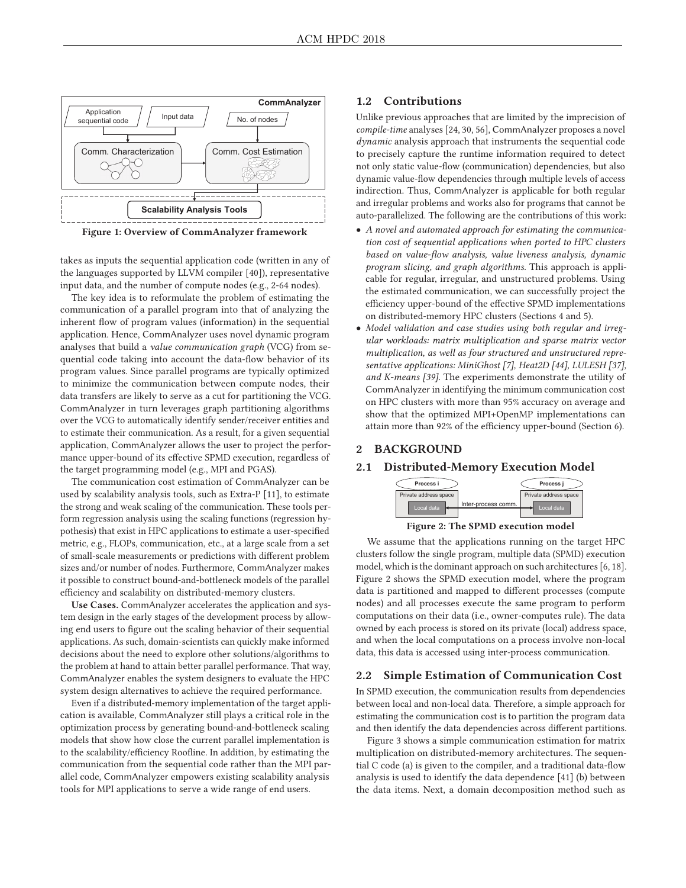CommAnalyzer

Application sequential code

Input data

No. of nodes

Comm. Characterization

Comm. Cost Estimation

Scalability Analysis Tools

**Figure 1: Overview of CommAnalyzer framework**

takes as inputs the sequential application code (written in any of the languages supported by LLVM compiler [40]), representative input data, and the number of compute nodes (e.g., 2-64 nodes).

The key idea is to reformulate the problem of estimating the communication of a parallel program into that of analyzing the inherent flow of program values (information) in the sequential application. Hence, CommAnalyzer uses novel dynamic program analyses that build a *value communication graph* (VCG) from sequential code taking into account the data-flow behavior of its program values. Since parallel programs are typically optimized to minimize the communication between compute nodes, their data transfers are likely to serve as a cut for partitioning the VCG. CommAnalyzer in turn leverages graph partitioning algorithms over the VCG to automatically identify sender/receiver entities and to estimate their communication. As a result, for a given sequential application, CommAnalyzer allows the user to project the performance upper-bound of its effective SPMD execution, regardless of the target programming model (e.g., MPI and PGAS).

The communication cost estimation of CommAnalyzer can be used by scalability analysis tools, such as Extra-P [11], to estimate the strong and weak scaling of the communication. These tools perform regression analysis using the scaling functions (regression hypothesis) that exist in HPC applications to estimate a user-specified metric, e.g., FLOPs, communication, etc., at a large scale from a set of small-scale measurements or predictions with different problem sizes and/or number of nodes. Furthermore, CommAnalyzer makes it possible to construct bound-and-bottleneck models of the parallel efficiency and scalability on distributed-memory clusters.

**Use Cases.** CommAnalyzer accelerates the application and system design in the early stages of the development process by allowing end users to figure out the scaling behavior of their sequential applications. As such, domain-scientists can quickly make informed decisions about the need to explore other solutions/algorithms to the problem at hand to attain better parallel performance. That way, CommAnalyzer enables the system designers to evaluate the HPC system design alternatives to achieve the required performance.

Even if a distributed-memory implementation of the target application is available, CommAnalyzer still plays a critical role in the optimization process by generating bound-and-bottleneck scaling models that show how close the current parallel implementation is to the scalability/efficiency Roofline. In addition, by estimating the communication from the sequential code rather than the MPI parallel code, CommAnalyzer empowers existing scalability analysis tools for MPI applications to serve a wide range of end users.

## 1.2 Contributions

Unlike previous approaches that are limited by the imprecision of *compile-time* analyses [24, 30, 56], CommAnalyzer proposes a novel *dynamic* analysis approach that instruments the sequential code to precisely capture the runtime information required to detect not only static value-flow (communication) dependencies, but also dynamic value-flow dependencies through multiple levels of access indirection. Thus, CommAnalyzer is applicable for both regular and irregular problems and works also for programs that cannot be auto-parallelized. The following are the contributions of this work:

- *A novel and automated approach for estimating the communication cost of sequential applications when ported to HPC clusters based on value-flow analysis, value liveness analysis, dynamic program slicing, and graph algorithms.* This approach is applicable for regular, irregular, and unstructured problems. Using the estimated communication, we can successfully project the efficiency upper-bound of the effective SPMD implementations on distributed-memory HPC clusters (Sections 4 and 5).
- *Model validation and case studies using both regular and irregular workloads: matrix multiplication and sparse matrix vector multiplication, as well as four structured and unstructured representative applications: MiniGhost [7], Heat2D [44], LULESH [37], and K-means [39].* The experiments demonstrate the utility of CommAnalyzer in identifying the minimum communication cost on HPC clusters with more than 95% accuracy on average and show that the optimized MPI+OpenMP implementations can attain more than 92% of the efficiency upper-bound (Section 6).

# 2 BACKGROUND

## 2.1 Distributed-Memory Execution Model

Process i

Private address space

Local data

Inter-process comm.

Process j

Private address space

Local data

**Figure 2: The SPMD execution model**

We assume that the applications running on the target HPC clusters follow the single program, multiple data (SPMD) execution model, which is the dominant approach on such architectures [6, 18]. Figure 2 shows the SPMD execution model, where the program data is partitioned and mapped to different processes (compute nodes) and all processes execute the same program to perform computations on their data (i.e., owner-computes rule). The data owned by each process is stored on its private (local) address space, and when the local computations on a process involve non-local data, this data is accessed using inter-process communication.

## 2.2 Simple Estimation of Communication Cost

In SPMD execution, the communication results from dependencies between local and non-local data. Therefore, a simple approach for estimating the communication cost is to partition the program data and then identify the data dependencies across different partitions.

Figure 3 shows a simple communication estimation for matrix multiplication on distributed-memory architectures. The sequential C code (a) is given to the compiler, and a traditional data-flow analysis is used to identify the data dependence [41] (b) between the data items. Next, a domain decomposition method such as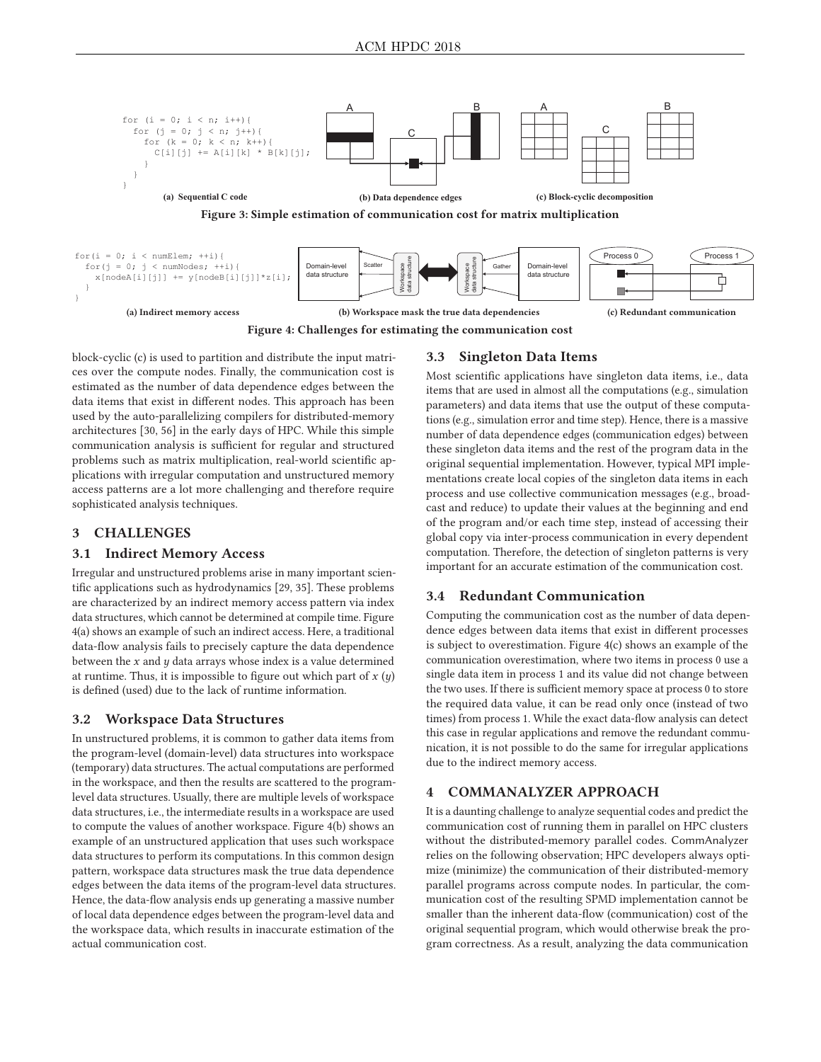```
for (i = 0; i < n; i++){
  for (j = 0; j < n; j++){
    for (k = 0; k < n; k++){
      C[i][j] += A[i][k] * B[k][j];
    }
  }
}
```

**(a) Sequential C code** **(b) Data dependence edges** **(c) Block-cyclic decomposition**

**Figure 3: Simple estimation of communication cost for matrix multiplication**

```
for(i = 0; i < numElem; ++i){
  for(j = 0; j < numNodes; ++i){
    x[nodeA[i][j]] += y[nodeB[i][j]]*z[i];
  }
}
```

**(a) Indirect memory access** **(b) Workspace mask the true data dependencies** **(c) Redundant communication**

**Figure 4: Challenges for estimating the communication cost**

block-cyclic (c) is used to partition and distribute the input matrices over the compute nodes. Finally, the communication cost is estimated as the number of data dependence edges between the data items that exist in different nodes. This approach has been used by the auto-parallelizing compilers for distributed-memory architectures [30, 56] in the early days of HPC. While this simple communication analysis is sufficient for regular and structured problems such as matrix multiplication, real-world scientific applications with irregular computation and unstructured memory access patterns are a lot more challenging and therefore require sophisticated analysis techniques.

## 3 CHALLENGES

### 3.1 Indirect Memory Access

Irregular and unstructured problems arise in many important scientific applications such as hydrodynamics [29, 35]. These problems are characterized by an indirect memory access pattern via index data structures, which cannot be determined at compile time. Figure 4(a) shows an example of such an indirect access. Here, a traditional data-flow analysis fails to precisely capture the data dependence between the $x$ and $y$ data arrays whose index is a value determined at runtime. Thus, it is impossible to figure out which part of $x$ ($y$) is defined (used) due to the lack of runtime information.

### 3.2 Workspace Data Structures

In unstructured problems, it is common to gather data items from the program-level (domain-level) data structures into workspace (temporary) data structures. The actual computations are performed in the workspace, and then the results are scattered to the program-level data structures. Usually, there are multiple levels of workspace data structures, i.e., the intermediate results in a workspace are used to compute the values of another workspace. Figure 4(b) shows an example of an unstructured application that uses such workspace data structures to perform its computations. In this common design pattern, workspace data structures mask the true data dependence edges between the data items of the program-level data structures. Hence, the data-flow analysis ends up generating a massive number of local data dependence edges between the program-level data and the workspace data, which results in inaccurate estimation of the actual communication cost.

### 3.3 Singleton Data Items

Most scientific applications have singleton data items, i.e., data items that are used in almost all the computations (e.g., simulation parameters) and data items that use the output of these computations (e.g., simulation error and time step). Hence, there is a massive number of data dependence edges (communication edges) between these singleton data items and the rest of the program data in the original sequential implementation. However, typical MPI implementations create local copies of the singleton data items in each process and use collective communication messages (e.g., broadcast and reduce) to update their values at the beginning and end of the program and/or each time step, instead of accessing their global copy via inter-process communication in every dependent computation. Therefore, the detection of singleton patterns is very important for an accurate estimation of the communication cost.

### 3.4 Redundant Communication

Computing the communication cost as the number of data dependence edges between data items that exist in different processes is subject to overestimation. Figure 4(c) shows an example of the communication overestimation, where two items in process 0 use a single data item in process 1 and its value did not change between the two uses. If there is sufficient memory space at process 0 to store the required data value, it can be read only once (instead of two times) from process 1. While the exact data-flow analysis can detect this case in regular applications and remove the redundant communication, it is not possible to do the same for irregular applications due to the indirect memory access.

## 4 COMMANALYZER APPROACH

It is a daunting challenge to analyze sequential codes and predict the communication cost of running them in parallel on HPC clusters without the distributed-memory parallel codes. CommAnalyzer relies on the following observation; HPC developers always optimize (minimize) the communication of their distributed-memory parallel programs across compute nodes. In particular, the communication cost of the resulting SPMD implementation cannot be smaller than the inherent data-flow (communication) cost of the original sequential program, which would otherwise break the program correctness. As a result, analyzing the data communication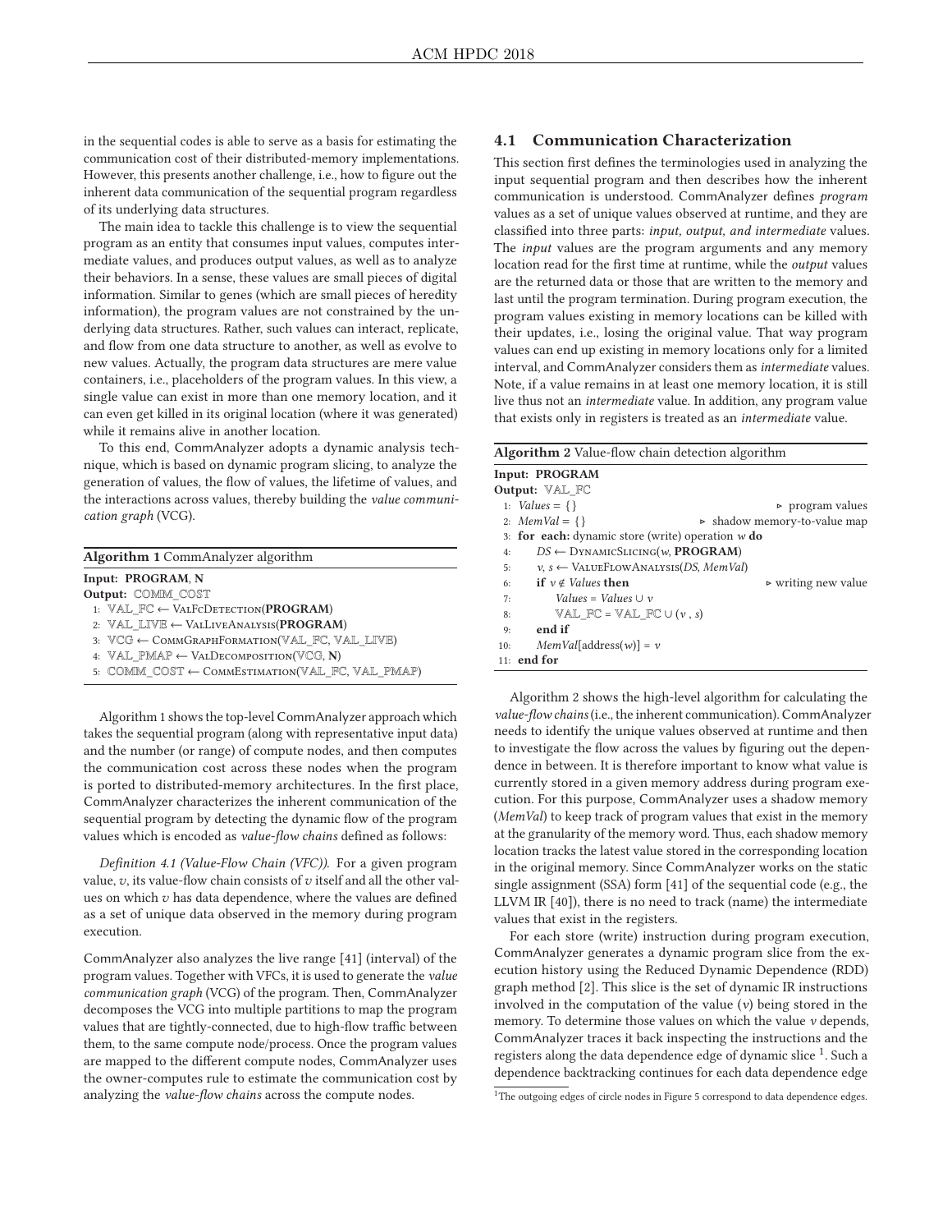in the sequential codes is able to serve as a basis for estimating the communication cost of their distributed-memory implementations. However, this presents another challenge, i.e., how to figure out the inherent data communication of the sequential program regardless of its underlying data structures.

The main idea to tackle this challenge is to view the sequential program as an entity that consumes input values, computes intermediate values, and produces output values, as well as to analyze their behaviors. In a sense, these values are small pieces of digital information. Similar to genes (which are small pieces of heredity information), the program values are not constrained by the underlying data structures. Rather, such values can interact, replicate, and flow from one data structure to another, as well as evolve to new values. Actually, the program data structures are mere value containers, i.e., placeholders of the program values. In this view, a single value can exist in more than one memory location, and it can even get killed in its original location (where it was generated) while it remains alive in another location.

To this end, CommAnalyzer adopts a dynamic analysis technique, which is based on dynamic program slicing, to analyze the generation of values, the flow of values, the lifetime of values, and the interactions across values, thereby building the *value communication graph* (VCG).

**Algorithm 1** CommAnalyzer algorithm

```
Input: PROGRAM, N
Output: COMM_COST
1: VAL_FC ← VALFCDETECTION(PROGRAM)
2: VAL_LIVE ← VALLIVEANALYSIS(PROGRAM)
3: VCG ← COMMGRAPHFORMATION(VAL_FC, VAL_LIVE)
4: VAL_PMAP ← VALDECOMPOSITION(VCG, N)
5: COMM_COST ← COMMESTIMATION(VAL_FC, VAL_PMAP)
```

Algorithm 1 shows the top-level CommAnalyzer approach which takes the sequential program (along with representative input data) and the number (or range) of compute nodes, and then computes the communication cost across these nodes when the program is ported to distributed-memory architectures. In the first place, CommAnalyzer characterizes the inherent communication of the sequential program by detecting the dynamic flow of the program values which is encoded as *value-flow chains* defined as follows:

*Definition 4.1 (Value-Flow Chain (VFC)).* For a given program value, $v$, its value-flow chain consists of $v$ itself and all the other values on which $v$ has data dependence, where the values are defined as a set of unique data observed in the memory during program execution.

CommAnalyzer also analyzes the live range [41] (interval) of the program values. Together with VFCs, it is used to generate the *value communication graph* (VCG) of the program. Then, CommAnalyzer decomposes the VCG into multiple partitions to map the program values that are tightly-connected, due to high-flow traffic between them, to the same compute node/process. Once the program values are mapped to the different compute nodes, CommAnalyzer uses the owner-computes rule to estimate the communication cost by analyzing the *value-flow chains* across the compute nodes.

### 4.1 Communication Characterization

This section first defines the terminologies used in analyzing the input sequential program and then describes how the inherent communication is understood. CommAnalyzer defines *program* values as a set of unique values observed at runtime, and they are classified into three parts: *input, output, and intermediate* values. The *input* values are the program arguments and any memory location read for the first time at runtime, while the *output* values are the returned data or those that are written to the memory and last until the program termination. During program execution, the program values existing in memory locations can be killed with their updates, i.e., losing the original value. That way program values can end up existing in memory locations only for a limited interval, and CommAnalyzer considers them as *intermediate* values. Note, if a value remains in at least one memory location, it is still live thus not an *intermediate* value. In addition, any program value that exists only in registers is treated as an *intermediate* value.

**Algorithm 2** Value-flow chain detection algorithm

```
Input: PROGRAM
Output: VAL_FC
1: Values = {}                                      ▹ program values
2: MemVal = {}                           ▹ shadow memory-to-value map
3: for each: dynamic store (write) operation w do
4:     DS ← DYNAMICSLICING(w, PROGRAM)
5:     v, s ← VALUEFLOWANALYSIS(DS, MemVal)
6:     if v ∉ Values then                           ▹ writing new value
7:         Values = Values ∪ v
8:         VAL_FC = VAL_FC ∪ (v , s)
9:     end if
10:    MemVal[address(w)] = v
11: end for
```

Algorithm 2 shows the high-level algorithm for calculating the *value-flow chains* (i.e., the inherent communication). CommAnalyzer needs to identify the unique values observed at runtime and then to investigate the flow across the values by figuring out the dependence in between. It is therefore important to know what value is currently stored in a given memory address during program execution. For this purpose, CommAnalyzer uses a shadow memory (*MemVal*) to keep track of program values that exist in the memory at the granularity of the memory word. Thus, each shadow memory location tracks the latest value stored in the corresponding location in the original memory. Since CommAnalyzer works on the static single assignment (SSA) form [41] of the sequential code (e.g., the LLVM IR [40]), there is no need to track (name) the intermediate values that exist in the registers.

For each store (write) instruction during program execution, CommAnalyzer generates a dynamic program slice from the execution history using the Reduced Dynamic Dependence (RDD) graph method [2]. This slice is the set of dynamic IR instructions involved in the computation of the value ($v$) being stored in the memory. To determine those values on which the value $v$ depends, CommAnalyzer traces it back inspecting the instructions and the registers along the data dependence edge of dynamic slice [1]. Such a dependence backtracking continues for each data dependence edge

[1]The outgoing edges of circle nodes in Figure 5 correspond to data dependence edges.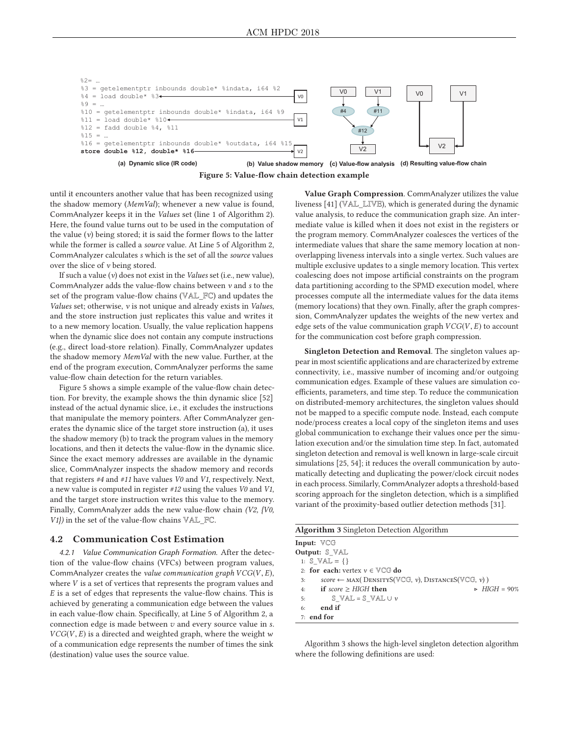```
%2= …
%3 = getelementptr inbounds double* %indata, i64 %2
%4 = load double* %3
%9 = …
%10 = getelementptr inbounds double* %indata, i64 %9
%11 = load double* %10
%12 = fadd double %4, %11
%15 = …
%16 = getelementptr inbounds double* %outdata, i64 %15
store double %12, double* %16
```

(a) Dynamic slice (IR code) (b) Value shadow memory (c) Value-flow analysis (d) Resulting value-flow chain

**Figure 5: Value-flow chain detection example**

until it encounters another value that has been recognized using the shadow memory (*MemVal*); whenever a new value is found, CommAnalyzer keeps it in the *Values* set (line 1 of Algorithm 2). Here, the found value turns out to be used in the computation of the value ($v$) being stored; it is said the former flows to the latter while the former is called a *source* value. At Line 5 of Algorithm 2, CommAnalyzer calculates $s$ which is the set of all the *source* values over the slice of $v$ being stored.

If such a value ($v$) does not exist in the *Values* set (i.e., new value), CommAnalyzer adds the value-flow chains between $v$ and $s$ to the set of the program value-flow chains ($\mathbb{VAL\_FC}$) and updates the *Values* set; otherwise, $v$ is not unique and already exists in *Values*, and the store instruction just replicates this value and writes it to a new memory location. Usually, the value replication happens when the dynamic slice does not contain any compute instructions (e.g., direct load-store relation). Finally, CommAnalyzer updates the shadow memory *MemVal* with the new value. Further, at the end of the program execution, CommAnalyzer performs the same value-flow chain detection for the return variables.

Figure 5 shows a simple example of the value-flow chain detection. For brevity, the example shows the thin dynamic slice [52] instead of the actual dynamic slice, i.e., it excludes the instructions that manipulate the memory pointers. After CommAnalyzer generates the dynamic slice of the target store instruction (a), it uses the shadow memory (b) to track the program values in the memory locations, and then it detects the value-flow in the dynamic slice. Since the exact memory addresses are available in the dynamic slice, CommAnalyzer inspects the shadow memory and records that registers *#4* and *#11* have values *V0* and *V1*, respectively. Next, a new value is computed in register *#12* using the values *V0* and *V1*, and the target store instruction writes this value to the memory. Finally, CommAnalyzer adds the new value-flow chain *(V2, {V0, V1})* in the set of the value-flow chains $\mathbb{VAL\_FC}$.

## 4.2 Communication Cost Estimation

*4.2.1 Value Communication Graph Formation.* After the detection of the value-flow chains (VFCs) between program values, CommAnalyzer creates the *value communication graph* $VCG(V, E)$, where $V$ is a set of vertices that represents the program values and $E$ is a set of edges that represents the value-flow chains. This is achieved by generating a communication edge between the values in each value-flow chain. Specifically, at Line 5 of Algorithm 2, a connection edge is made between $v$ and every source value in $s$. $VCG(V, E)$ is a directed and weighted graph, where the weight $w$ of a communication edge represents the number of times the sink (destination) value uses the source value.

**Value Graph Compression**. CommAnalyzer utilizes the value liveness [41] ($\mathbb{VAL\_LIVE}$), which is generated during the dynamic value analysis, to reduce the communication graph size. An intermediate value is killed when it does not exist in the registers or the program memory. CommAnalyzer coalesces the vertices of the intermediate values that share the same memory location at non-overlapping liveness intervals into a single vertex. Such values are multiple exclusive updates to a single memory location. This vertex coalescing does not impose artificial constraints on the program data partitioning according to the SPMD execution model, where processes compute all the intermediate values for the data items (memory locations) that they own. Finally, after the graph compression, CommAnalyzer updates the weights of the new vertex and edge sets of the value communication graph $VCG(V, E)$ to account for the communication cost before graph compression.

**Singleton Detection and Removal**. The singleton values appear in most scientific applications and are characterized by extreme connectivity, i.e., massive number of incoming and/or outgoing communication edges. Example of these values are simulation coefficients, parameters, and time step. To reduce the communication on distributed-memory architectures, the singleton values should not be mapped to a specific compute node. Instead, each compute node/process creates a local copy of the singleton items and uses global communication to exchange their values once per the simulation execution and/or the simulation time step. In fact, automated singleton detection and removal is well known in large-scale circuit simulations [25, 54]; it reduces the overall communication by automatically detecting and duplicating the power/clock circuit nodes in each process. Similarly, CommAnalyzer adopts a threshold-based scoring approach for the singleton detection, which is a simplified variant of the proximity-based outlier detection methods [31].

**Algorithm 3** Singleton Detection Algorithm

**Input:** $\mathbb{VCG}$
**Output:** $\mathbb{S\_VAL}$

```
1: S_VAL = {}
2: for each: vertex v ∈ VCG do
3:     score ← MAX( DensityS(VCG, v), DistanceS(VCG, v) )
4:     if score ≥ HIGH then                          ▷ HIGH = 90%
5:         S_VAL = S_VAL ∪ v
6:     end if
7: end for
```

Algorithm 3 shows the high-level singleton detection algorithm where the following definitions are used: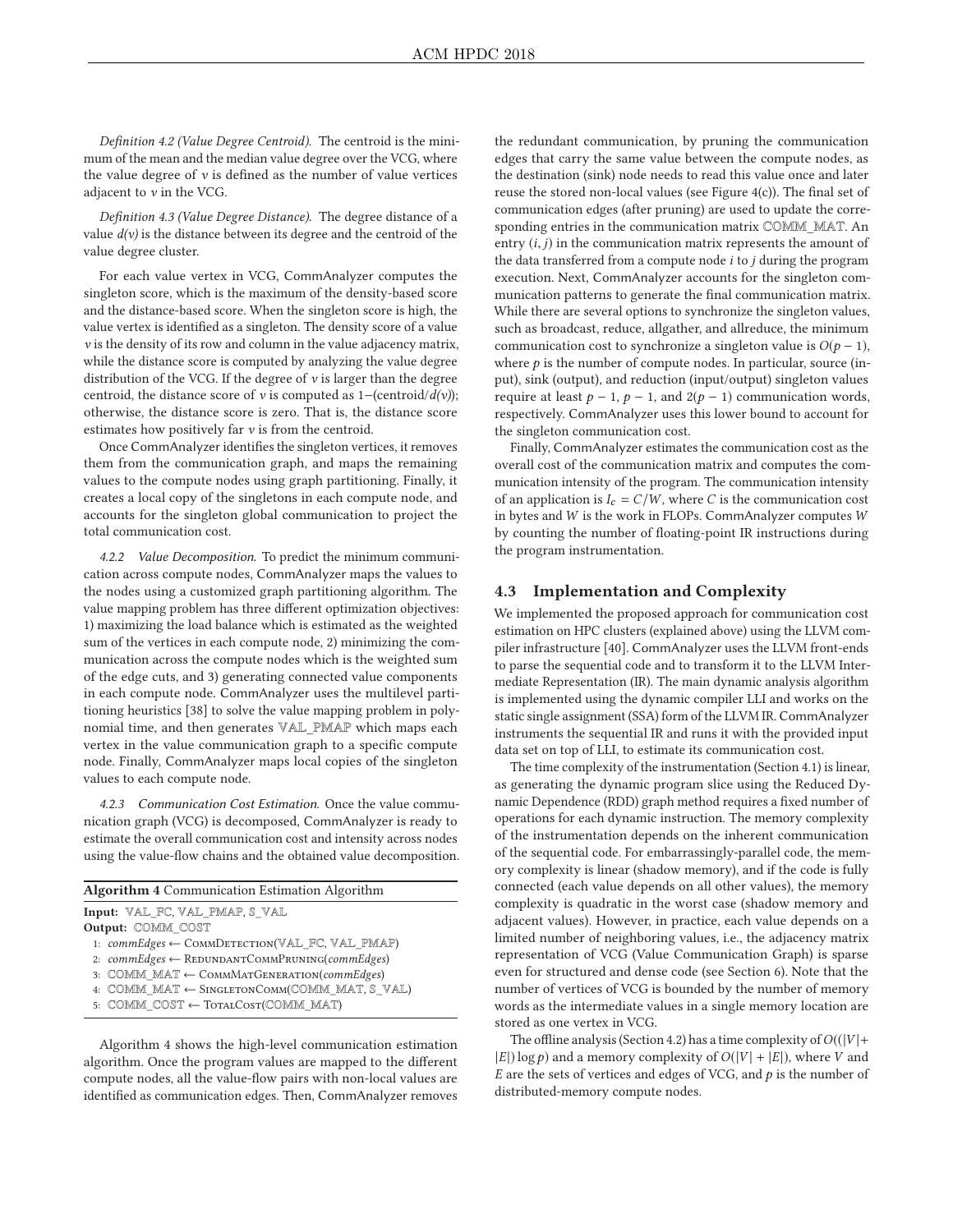*Definition 4.2 (Value Degree Centroid).* The centroid is the minimum of the mean and the median value degree over the VCG, where the value degree of $v$ is defined as the number of value vertices adjacent to $v$ in the VCG.

*Definition 4.3 (Value Degree Distance).* The degree distance of a value $d(v)$ is the distance between its degree and the centroid of the value degree cluster.

For each value vertex in VCG, CommAnalyzer computes the singleton score, which is the maximum of the density-based score and the distance-based score. When the singleton score is high, the value vertex is identified as a singleton. The density score of a value $v$ is the density of its row and column in the value adjacency matrix, while the distance score is computed by analyzing the value degree distribution of the VCG. If the degree of $v$ is larger than the degree centroid, the distance score of $v$ is computed as $1-(\text{centroid}/d(v))$; otherwise, the distance score is zero. That is, the distance score estimates how positively far $v$ is from the centroid.

Once CommAnalyzer identifies the singleton vertices, it removes them from the communication graph, and maps the remaining values to the compute nodes using graph partitioning. Finally, it creates a local copy of the singletons in each compute node, and accounts for the singleton global communication to project the total communication cost.

*4.2.2 Value Decomposition.* To predict the minimum communication across compute nodes, CommAnalyzer maps the values to the nodes using a customized graph partitioning algorithm. The value mapping problem has three different optimization objectives: 1) maximizing the load balance which is estimated as the weighted sum of the vertices in each compute node, 2) minimizing the communication across the compute nodes which is the weighted sum of the edge cuts, and 3) generating connected value components in each compute node. CommAnalyzer uses the multilevel partitioning heuristics [38] to solve the value mapping problem in polynomial time, and then generates VAL_PMAP which maps each vertex in the value communication graph to a specific compute node. Finally, CommAnalyzer maps local copies of the singleton values to each compute node.

*4.2.3 Communication Cost Estimation.* Once the value communication graph (VCG) is decomposed, CommAnalyzer is ready to estimate the overall communication cost and intensity across nodes using the value-flow chains and the obtained value decomposition.

**Algorithm 4** Communication Estimation Algorithm

```
Input: VAL_FC, VAL_PMAP, S_VAL
Output: COMM_COST
1: commEdges ← CommDetection(VAL_FC, VAL_PMAP)
2: commEdges ← RedundantCommPruning(commEdges)
3: COMM_MAT ← CommMatGeneration(commEdges)
4: COMM_MAT ← SingletonComm(COMM_MAT, S_VAL)
5: COMM_COST ← TotalCost(COMM_MAT)
```

Algorithm 4 shows the high-level communication estimation algorithm. Once the program values are mapped to the different compute nodes, all the value-flow pairs with non-local values are identified as communication edges. Then, CommAnalyzer removes the redundant communication, by pruning the communication edges that carry the same value between the compute nodes, as the destination (sink) node needs to read this value once and later reuse the stored non-local values (see Figure 4(c)). The final set of communication edges (after pruning) are used to update the corresponding entries in the communication matrix COMM_MAT. An entry $(i, j)$ in the communication matrix represents the amount of the data transferred from a compute node $i$ to $j$ during the program execution. Next, CommAnalyzer accounts for the singleton communication patterns to generate the final communication matrix. While there are several options to synchronize the singleton values, such as broadcast, reduce, allgather, and allreduce, the minimum communication cost to synchronize a singleton value is $O(p-1)$, where $p$ is the number of compute nodes. In particular, source (input), sink (output), and reduction (input/output) singleton values require at least $p-1$, $p-1$, and $2(p-1)$ communication words, respectively. CommAnalyzer uses this lower bound to account for the singleton communication cost.

Finally, CommAnalyzer estimates the communication cost as the overall cost of the communication matrix and computes the communication intensity of the program. The communication intensity of an application is $I_c = C/W$, where $C$ is the communication cost in bytes and $W$ is the work in FLOPs. CommAnalyzer computes $W$ by counting the number of floating-point IR instructions during the program instrumentation.

## 4.3 Implementation and Complexity

We implemented the proposed approach for communication cost estimation on HPC clusters (explained above) using the LLVM compiler infrastructure [40]. CommAnalyzer uses the LLVM front-ends to parse the sequential code and to transform it to the LLVM Intermediate Representation (IR). The main dynamic analysis algorithm is implemented using the dynamic compiler LLI and works on the static single assignment (SSA) form of the LLVM IR. CommAnalyzer instruments the sequential IR and runs it with the provided input data set on top of LLI, to estimate its communication cost.

The time complexity of the instrumentation (Section 4.1) is linear, as generating the dynamic program slice using the Reduced Dynamic Dependence (RDD) graph method requires a fixed number of operations for each dynamic instruction. The memory complexity of the instrumentation depends on the inherent communication of the sequential code. For embarrassingly-parallel code, the memory complexity is linear (shadow memory), and if the code is fully connected (each value depends on all other values), the memory complexity is quadratic in the worst case (shadow memory and adjacent values). However, in practice, each value depends on a limited number of neighboring values, i.e., the adjacency matrix representation of VCG (Value Communication Graph) is sparse even for structured and dense code (see Section 6). Note that the number of vertices of VCG is bounded by the number of memory words as the intermediate values in a single memory location are stored as one vertex in VCG.

The offline analysis (Section 4.2) has a time complexity of $O((|V| + |E|) \log p)$ and a memory complexity of $O(|V| + |E|)$, where $V$ and $E$ are the sets of vertices and edges of VCG, and $p$ is the number of distributed-memory compute nodes.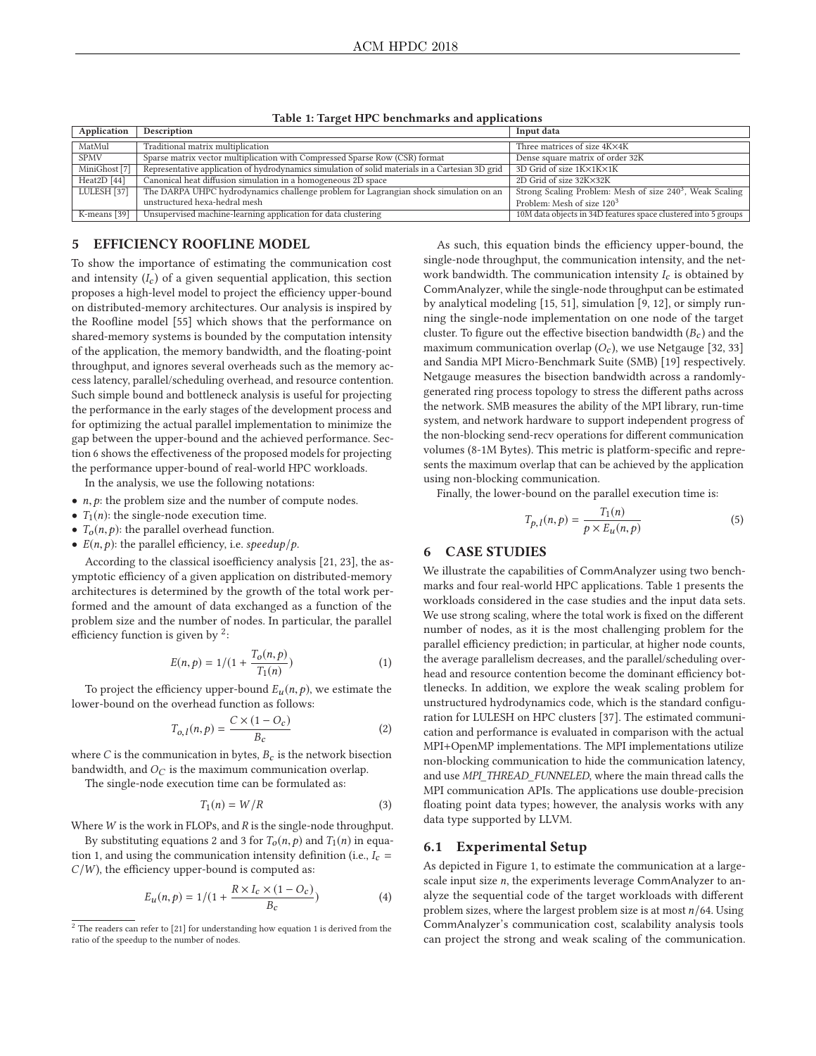Table 1: Target HPC benchmarks and applications

| Application | Description | Input data |
|---|---|---|
| MatMul | Traditional matrix multiplication | Three matrices of size 4K×4K |
| SPMV | Sparse matrix vector multiplication with Compressed Sparse Row (CSR) format | Dense square matrix of order 32K |
| MiniGhost [7] | Representative application of hydrodynamics simulation of solid materials in a Cartesian 3D grid | 3D Grid of size 1K×1K×1K |
| Heat2D [44] | Canonical heat diffusion simulation in a homogeneous 2D space | 2D Grid of size 32K×32K |
| LULESH [37] | The DARPA UHPC hydrodynamics challenge problem for Lagrangian shock simulation on an unstructured hexa-hedral mesh | Strong Scaling Problem: Mesh of size $240^3$, Weak Scaling Problem: Mesh of size $120^3$ |
| K-means [39] | Unsupervised machine-learning application for data clustering | 10M data objects in 34D features space clustered into 5 groups |

## 5 EFFICIENCY ROOFLINE MODEL

To show the importance of estimating the communication cost and intensity ($I_c$) of a given sequential application, this section proposes a high-level model to project the efficiency upper-bound on distributed-memory architectures. Our analysis is inspired by the Roofline model [55] which shows that the performance on shared-memory systems is bounded by the computation intensity of the application, the memory bandwidth, and the floating-point throughput, and ignores several overheads such as the memory access latency, parallel/scheduling overhead, and resource contention. Such simple bound and bottleneck analysis is useful for projecting the performance in the early stages of the development process and for optimizing the actual parallel implementation to minimize the gap between the upper-bound and the achieved performance. Section 6 shows the effectiveness of the proposed models for projecting the performance upper-bound of real-world HPC workloads.

In the analysis, we use the following notations:

- $n, p$: the problem size and the number of compute nodes.
- $T_1(n)$: the single-node execution time.
- $T_o(n, p)$: the parallel overhead function.
- $E(n, p)$: the parallel efficiency, i.e. *speedup*/*p*.

According to the classical isoefficiency analysis [21, 23], the asymptotic efficiency of a given application on distributed-memory architectures is determined by the growth of the total work performed and the amount of data exchanged as a function of the problem size and the number of nodes. In particular, the parallel efficiency function is given by [2]:

$$E(n, p) = 1/(1 + \frac{T_o(n, p)}{T_1(n)}) \tag{1}$$

To project the efficiency upper-bound $E_u(n, p)$, we estimate the lower-bound on the overhead function as follows:

$$T_{o,l}(n, p) = \frac{C \times (1 - O_c)}{B_c} \tag{2}$$

where $C$ is the communication in bytes, $B_c$ is the network bisection bandwidth, and $O_C$ is the maximum communication overlap.

The single-node execution time can be formulated as:

$$T_1(n) = W/R \tag{3}$$

Where $W$ is the work in FLOPs, and $R$ is the single-node throughput.

By substituting equations 2 and 3 for $T_o(n, p)$ and $T_1(n)$ in equation 1, and using the communication intensity definition (i.e., $I_c = C/W$), the efficiency upper-bound is computed as:

$$E_u(n, p) = 1/(1 + \frac{R \times I_c \times (1 - O_c)}{B_c}) \tag{4}$$

[2] The readers can refer to [21] for understanding how equation 1 is derived from the ratio of the speedup to the number of nodes.

As such, this equation binds the efficiency upper-bound, the single-node throughput, the communication intensity, and the network bandwidth. The communication intensity $I_c$ is obtained by CommAnalyzer, while the single-node throughput can be estimated by analytical modeling [15, 51], simulation [9, 12], or simply running the single-node implementation on one node of the target cluster. To figure out the effective bisection bandwidth ($B_c$) and the maximum communication overlap ($O_c$), we use Netgauge [32, 33] and Sandia MPI Micro-Benchmark Suite (SMB) [19] respectively. Netgauge measures the bisection bandwidth across a randomly-generated ring process topology to stress the different paths across the network. SMB measures the ability of the MPI library, run-time system, and network hardware to support independent progress of the non-blocking send-recv operations for different communication volumes (8-1M Bytes). This metric is platform-specific and represents the maximum overlap that can be achieved by the application using non-blocking communication.

Finally, the lower-bound on the parallel execution time is:

$$T_{p,l}(n, p) = \frac{T_1(n)}{p \times E_u(n, p)} \tag{5}$$

## 6 CASE STUDIES

We illustrate the capabilities of CommAnalyzer using two benchmarks and four real-world HPC applications. Table 1 presents the workloads considered in the case studies and the input data sets. We use strong scaling, where the total work is fixed on the different number of nodes, as it is the most challenging problem for the parallel efficiency prediction; in particular, at higher node counts, the average parallelism decreases, and the parallel/scheduling overhead and resource contention become the dominant efficiency bottlenecks. In addition, we explore the weak scaling problem for unstructured hydrodynamics code, which is the standard configuration for LULESH on HPC clusters [37]. The estimated communication and performance is evaluated in comparison with the actual MPI+OpenMP implementations. The MPI implementations utilize non-blocking communication to hide the communication latency, and use *MPI_THREAD_FUNNELED*, where the main thread calls the MPI communication APIs. The applications use double-precision floating point data types; however, the analysis works with any data type supported by LLVM.

### 6.1 Experimental Setup

As depicted in Figure 1, to estimate the communication at a large-scale input size $n$, the experiments leverage CommAnalyzer to analyze the sequential code of the target workloads with different problem sizes, where the largest problem size is at most $n/64$. Using CommAnalyzer's communication cost, scalability analysis tools can project the strong and weak scaling of the communication.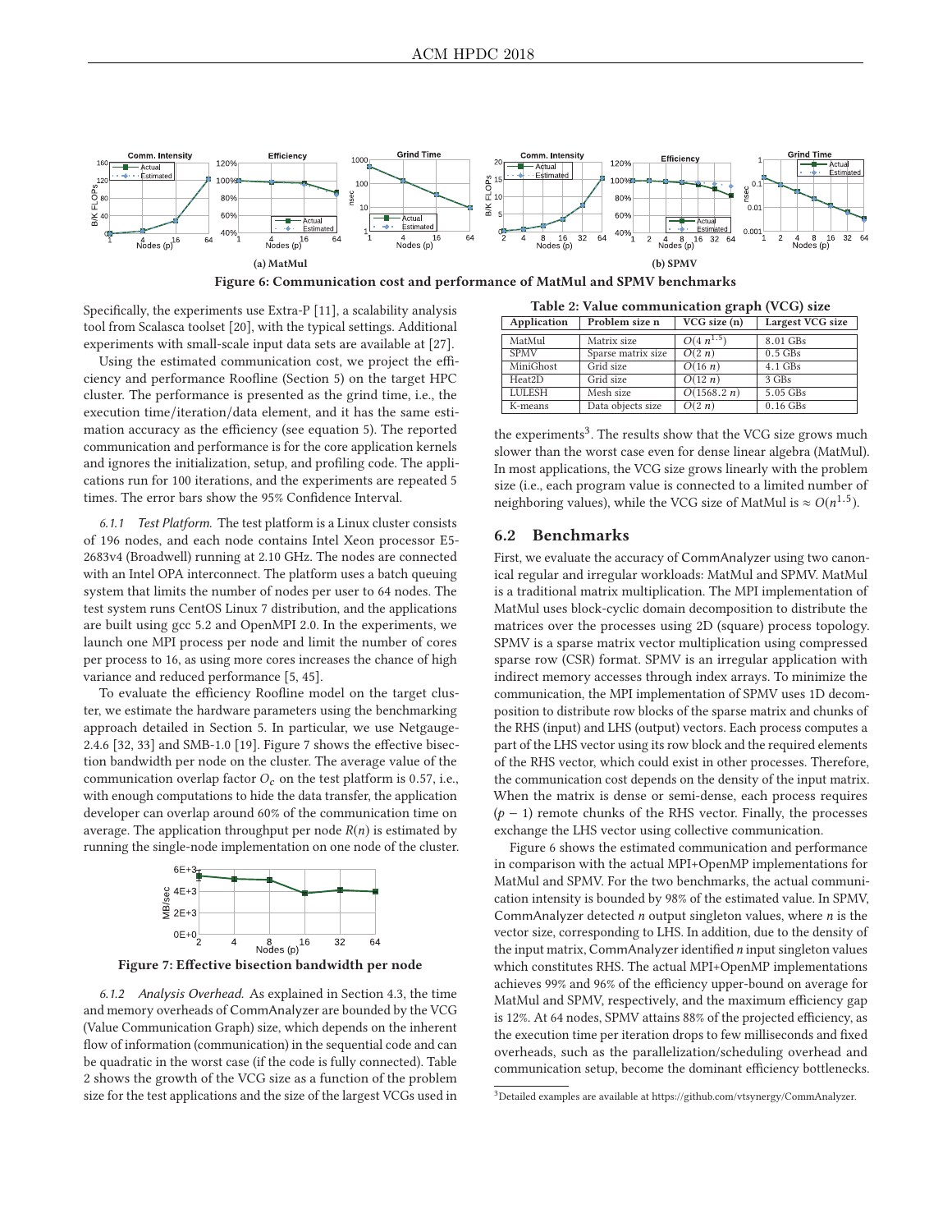Figure 6: Communication cost and performance of MatMul and SPMV benchmarks

(a) MatMul

(b) SPMV

Specifically, the experiments use Extra-P [11], a scalability analysis tool from Scalasca toolset [20], with the typical settings. Additional experiments with small-scale input data sets are available at [27].

Using the estimated communication cost, we project the efficiency and performance Roofline (Section 5) on the target HPC cluster. The performance is presented as the grind time, i.e., the execution time/iteration/data element, and it has the same estimation accuracy as the efficiency (see equation 5). The reported communication and performance is for the core application kernels and ignores the initialization, setup, and profiling code. The applications run for 100 iterations, and the experiments are repeated 5 times. The error bars show the 95% Confidence Interval.

*6.1.1 Test Platform.* The test platform is a Linux cluster consists of 196 nodes, and each node contains Intel Xeon processor E5-2683v4 (Broadwell) running at 2.10 GHz. The nodes are connected with an Intel OPA interconnect. The platform uses a batch queuing system that limits the number of nodes per user to 64 nodes. The test system runs CentOS Linux 7 distribution, and the applications are built using gcc 5.2 and OpenMPI 2.0. In the experiments, we launch one MPI process per node and limit the number of cores per process to 16, as using more cores increases the chance of high variance and reduced performance [5, 45].

To evaluate the efficiency Roofline model on the target cluster, we estimate the hardware parameters using the benchmarking approach detailed in Section 5. In particular, we use Netgauge-2.4.6 [32, 33] and SMB-1.0 [19]. Figure 7 shows the effective bisection bandwidth per node on the cluster. The average value of the communication overlap factor $O_c$ on the test platform is 0.57, i.e., with enough computations to hide the data transfer, the application developer can overlap around 60% of the communication time on average. The application throughput per node $R(n)$ is estimated by running the single-node implementation on one node of the cluster.

Figure 7: Effective bisection bandwidth per node

*6.1.2 Analysis Overhead.* As explained in Section 4.3, the time and memory overheads of CommAnalyzer are bounded by the VCG (Value Communication Graph) size, which depends on the inherent flow of information (communication) in the sequential code and can be quadratic in the worst case (if the code is fully connected). Table 2 shows the growth of the VCG size as a function of the problem size for the test applications and the size of the largest VCGs used in the experiments[3]. The results show that the VCG size grows much slower than the worst case even for dense linear algebra (MatMul). In most applications, the VCG size grows linearly with the problem size (i.e., each program value is connected to a limited number of neighboring values), while the VCG size of MatMul is $\approx O(n^{1.5})$.

**Table 2: Value communication graph (VCG) size**

| Application | Problem size n | VCG size (n) | Largest VCG size |
|---|---|---|---|
| MatMul | Matrix size | $O(4\ n^{1.5})$ | 8.01 GBs |
| SPMV | Sparse matrix size | $O(2\ n)$ | 0.5 GBs |
| MiniGhost | Grid size | $O(16\ n)$ | 4.1 GBs |
| Heat2D | Grid size | $O(12\ n)$ | 3 GBs |
| LULESH | Mesh size | $O(1568.2\ n)$ | 5.05 GBs |
| K-means | Data objects size | $O(2\ n)$ | 0.16 GBs |

## 6.2 Benchmarks

First, we evaluate the accuracy of CommAnalyzer using two canonical regular and irregular workloads: MatMul and SPMV. MatMul is a traditional matrix multiplication. The MPI implementation of MatMul uses block-cyclic domain decomposition to distribute the matrices over the processes using 2D (square) process topology. SPMV is a sparse matrix vector multiplication using compressed sparse row (CSR) format. SPMV is an irregular application with indirect memory accesses through index arrays. To minimize the communication, the MPI implementation of SPMV uses 1D decomposition to distribute row blocks of the sparse matrix and chunks of the RHS (input) and LHS (output) vectors. Each process computes a part of the LHS vector using its row block and the required elements of the RHS vector, which could exist in other processes. Therefore, the communication cost depends on the density of the input matrix. When the matrix is dense or semi-dense, each process requires $(p-1)$ remote chunks of the RHS vector. Finally, the processes exchange the LHS vector using collective communication.

Figure 6 shows the estimated communication and performance in comparison with the actual MPI+OpenMP implementations for MatMul and SPMV. For the two benchmarks, the actual communication intensity is bounded by 98% of the estimated value. In SPMV, CommAnalyzer detected $n$ output singleton values, where $n$ is the vector size, corresponding to LHS. In addition, due to the density of the input matrix, CommAnalyzer identified $n$ input singleton values which constitutes RHS. The actual MPI+OpenMP implementations achieves 99% and 96% of the efficiency upper-bound on average for MatMul and SPMV, respectively, and the maximum efficiency gap is 12%. At 64 nodes, SPMV attains 88% of the projected efficiency, as the execution time per iteration drops to few milliseconds and fixed overheads, such as the parallelization/scheduling overhead and communication setup, become the dominant efficiency bottlenecks.

[3] Detailed examples are available at https://github.com/vtsynergy/CommAnalyzer.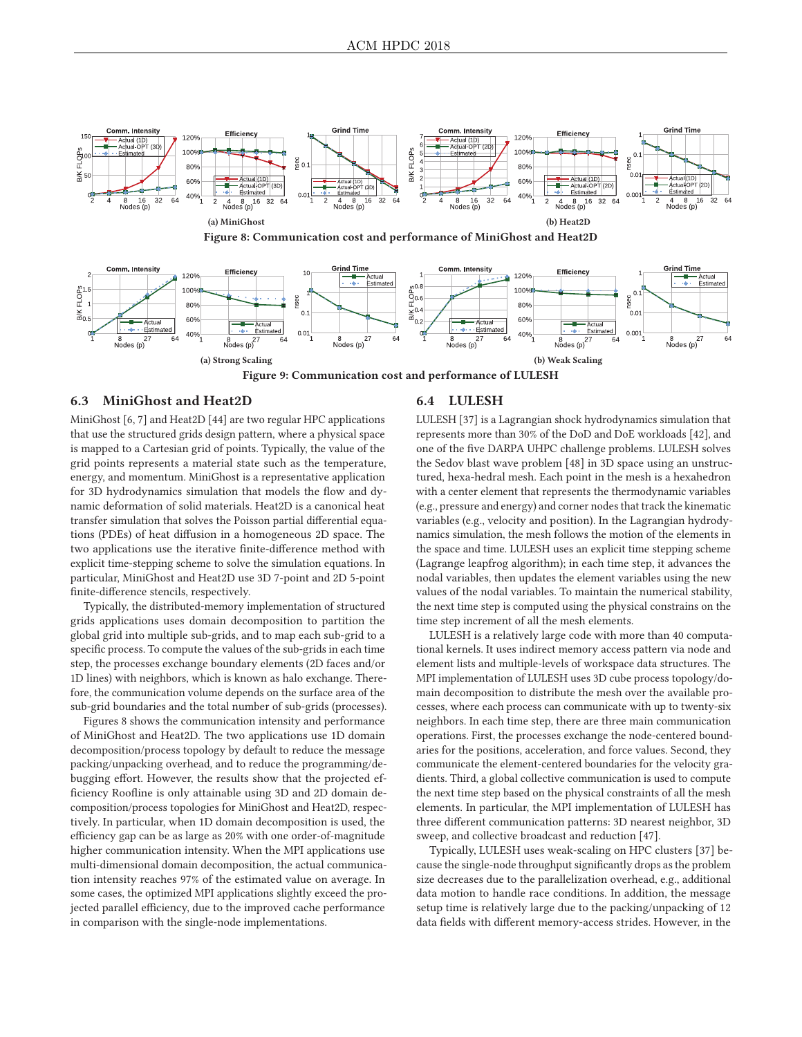(a) MiniGhost

(b) Heat2D

**Figure 8: Communication cost and performance of MiniGhost and Heat2D**

(a) Strong Scaling

(b) Weak Scaling

**Figure 9: Communication cost and performance of LULESH**

### 6.3 MiniGhost and Heat2D

MiniGhost [6, 7] and Heat2D [44] are two regular HPC applications that use the structured grids design pattern, where a physical space is mapped to a Cartesian grid of points. Typically, the value of the grid points represents a material state such as the temperature, energy, and momentum. MiniGhost is a representative application for 3D hydrodynamics simulation that models the flow and dynamic deformation of solid materials. Heat2D is a canonical heat transfer simulation that solves the Poisson partial differential equations (PDEs) of heat diffusion in a homogeneous 2D space. The two applications use the iterative finite-difference method with explicit time-stepping scheme to solve the simulation equations. In particular, MiniGhost and Heat2D use 3D 7-point and 2D 5-point finite-difference stencils, respectively.

Typically, the distributed-memory implementation of structured grids applications uses domain decomposition to partition the global grid into multiple sub-grids, and to map each sub-grid to a specific process. To compute the values of the sub-grids in each time step, the processes exchange boundary elements (2D faces and/or 1D lines) with neighbors, which is known as halo exchange. Therefore, the communication volume depends on the surface area of the sub-grid boundaries and the total number of sub-grids (processes).

Figures 8 shows the communication intensity and performance of MiniGhost and Heat2D. The two applications use 1D domain decomposition/process topology by default to reduce the message packing/unpacking overhead, and to reduce the programming/debugging effort. However, the results show that the projected efficiency Roofline is only attainable using 3D and 2D domain decomposition/process topologies for MiniGhost and Heat2D, respectively. In particular, when 1D domain decomposition is used, the efficiency gap can be as large as 20% with one order-of-magnitude higher communication intensity. When the MPI applications use multi-dimensional domain decomposition, the actual communication intensity reaches 97% of the estimated value on average. In some cases, the optimized MPI applications slightly exceed the projected parallel efficiency, due to the improved cache performance in comparison with the single-node implementations.

### 6.4 LULESH

LULESH [37] is a Lagrangian shock hydrodynamics simulation that represents more than 30% of the DoD and DoE workloads [42], and one of the five DARPA UHPC challenge problems. LULESH solves the Sedov blast wave problem [48] in 3D space using an unstructured, hexa-hedral mesh. Each point in the mesh is a hexahedron with a center element that represents the thermodynamic variables (e.g., pressure and energy) and corner nodes that track the kinematic variables (e.g., velocity and position). In the Lagrangian hydrodynamics simulation, the mesh follows the motion of the elements in the space and time. LULESH uses an explicit time stepping scheme (Lagrange leapfrog algorithm); in each time step, it advances the nodal variables, then updates the element variables using the new values of the nodal variables. To maintain the numerical stability, the next time step is computed using the physical constrains on the time step increment of all the mesh elements.

LULESH is a relatively large code with more than 40 computational kernels. It uses indirect memory access pattern via node and element lists and multiple-levels of workspace data structures. The MPI implementation of LULESH uses 3D cube process topology/domain decomposition to distribute the mesh over the available processes, where each process can communicate with up to twenty-six neighbors. In each time step, there are three main communication operations. First, the processes exchange the node-centered boundaries for the positions, acceleration, and force values. Second, they communicate the element-centered boundaries for the velocity gradients. Third, a global collective communication is used to compute the next time step based on the physical constraints of all the mesh elements. In particular, the MPI implementation of LULESH has three different communication patterns: 3D nearest neighbor, 3D sweep, and collective broadcast and reduction [47].

Typically, LULESH uses weak-scaling on HPC clusters [37] because the single-node throughput significantly drops as the problem size decreases due to the parallelization overhead, e.g., additional data motion to handle race conditions. In addition, the message setup time is relatively large due to the packing/unpacking of 12 data fields with different memory-access strides. However, in the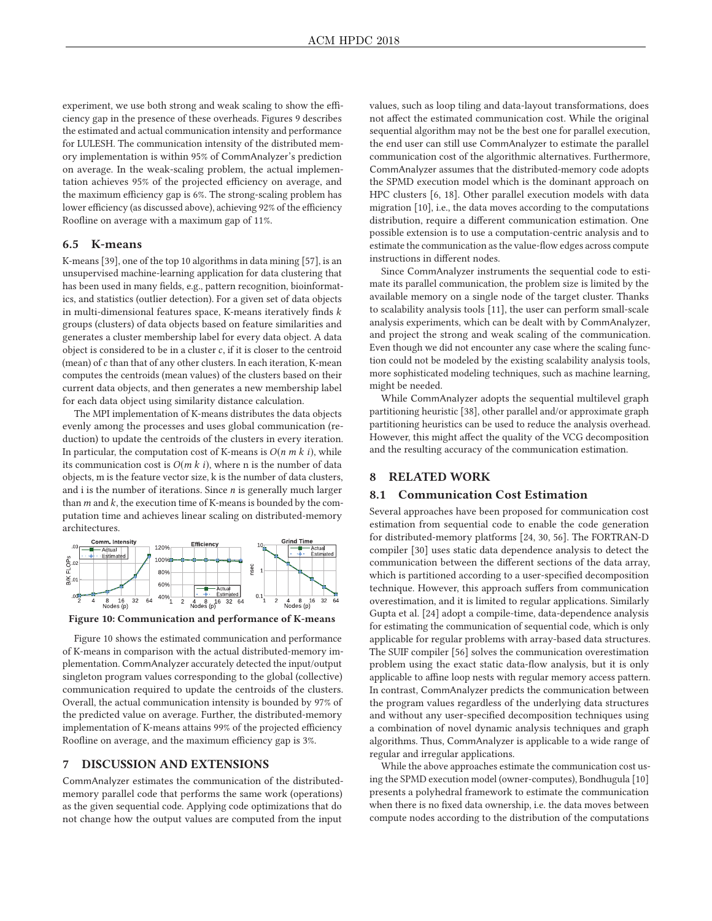experiment, we use both strong and weak scaling to show the efficiency gap in the presence of these overheads. Figures 9 describes the estimated and actual communication intensity and performance for LULESH. The communication intensity of the distributed memory implementation is within 95% of CommAnalyzer's prediction on average. In the weak-scaling problem, the actual implementation achieves 95% of the projected efficiency on average, and the maximum efficiency gap is 6%. The strong-scaling problem has lower efficiency (as discussed above), achieving 92% of the efficiency Roofline on average with a maximum gap of 11%.

### 6.5 K-means

K-means [39], one of the top 10 algorithms in data mining [57], is an unsupervised machine-learning application for data clustering that has been used in many fields, e.g., pattern recognition, bioinformatics, and statistics (outlier detection). For a given set of data objects in multi-dimensional features space, K-means iteratively finds $k$ groups (clusters) of data objects based on feature similarities and generates a cluster membership label for every data object. A data object is considered to be in a cluster $c$, if it is closer to the centroid (mean) of $c$ than that of any other clusters. In each iteration, K-mean computes the centroids (mean values) of the clusters based on their current data objects, and then generates a new membership label for each data object using similarity distance calculation.

The MPI implementation of K-means distributes the data objects evenly among the processes and uses global communication (reduction) to update the centroids of the clusters in every iteration. In particular, the computation cost of K-means is $O(n\ m\ k\ i)$, while its communication cost is $O(m\ k\ i)$, where n is the number of data objects, m is the feature vector size, k is the number of data clusters, and i is the number of iterations. Since $n$ is generally much larger than $m$ and $k$, the execution time of K-means is bounded by the computation time and achieves linear scaling on distributed-memory architectures.

**Figure 10: Communication and performance of K-means**

Figure 10 shows the estimated communication and performance of K-means in comparison with the actual distributed-memory implementation. CommAnalyzer accurately detected the input/output singleton program values corresponding to the global (collective) communication required to update the centroids of the clusters. Overall, the actual communication intensity is bounded by 97% of the predicted value on average. Further, the distributed-memory implementation of K-means attains 99% of the projected efficiency Roofline on average, and the maximum efficiency gap is 3%.

## 7 DISCUSSION AND EXTENSIONS

CommAnalyzer estimates the communication of the distributed-memory parallel code that performs the same work (operations) as the given sequential code. Applying code optimizations that do not change how the output values are computed from the input values, such as loop tiling and data-layout transformations, does not affect the estimated communication cost. While the original sequential algorithm may not be the best one for parallel execution, the end user can still use CommAnalyzer to estimate the parallel communication cost of the algorithmic alternatives. Furthermore, CommAnalyzer assumes that the distributed-memory code adopts the SPMD execution model which is the dominant approach on HPC clusters [6, 18]. Other parallel execution models with data migration [10], i.e., the data moves according to the computations distribution, require a different communication estimation. One possible extension is to use a computation-centric analysis and to estimate the communication as the value-flow edges across compute instructions in different nodes.

Since CommAnalyzer instruments the sequential code to estimate its parallel communication, the problem size is limited by the available memory on a single node of the target cluster. Thanks to scalability analysis tools [11], the user can perform small-scale analysis experiments, which can be dealt with by CommAnalyzer, and project the strong and weak scaling of the communication. Even though we did not encounter any case where the scaling function could not be modeled by the existing scalability analysis tools, more sophisticated modeling techniques, such as machine learning, might be needed.

While CommAnalyzer adopts the sequential multilevel graph partitioning heuristic [38], other parallel and/or approximate graph partitioning heuristics can be used to reduce the analysis overhead. However, this might affect the quality of the VCG decomposition and the resulting accuracy of the communication estimation.

## 8 RELATED WORK

### 8.1 Communication Cost Estimation

Several approaches have been proposed for communication cost estimation from sequential code to enable the code generation for distributed-memory platforms [24, 30, 56]. The FORTRAN-D compiler [30] uses static data dependence analysis to detect the communication between the different sections of the data array, which is partitioned according to a user-specified decomposition technique. However, this approach suffers from communication overestimation, and it is limited to regular applications. Similarly Gupta et al. [24] adopt a compile-time, data-dependence analysis for estimating the communication of sequential code, which is only applicable for regular problems with array-based data structures. The SUIF compiler [56] solves the communication overestimation problem using the exact static data-flow analysis, but it is only applicable to affine loop nests with regular memory access pattern. In contrast, CommAnalyzer predicts the communication between the program values regardless of the underlying data structures and without any user-specified decomposition techniques using a combination of novel dynamic analysis techniques and graph algorithms. Thus, CommAnalyzer is applicable to a wide range of regular and irregular applications.

While the above approaches estimate the communication cost using the SPMD execution model (owner-computes), Bondhugula [10] presents a polyhedral framework to estimate the communication when there is no fixed data ownership, i.e. the data moves between compute nodes according to the distribution of the computations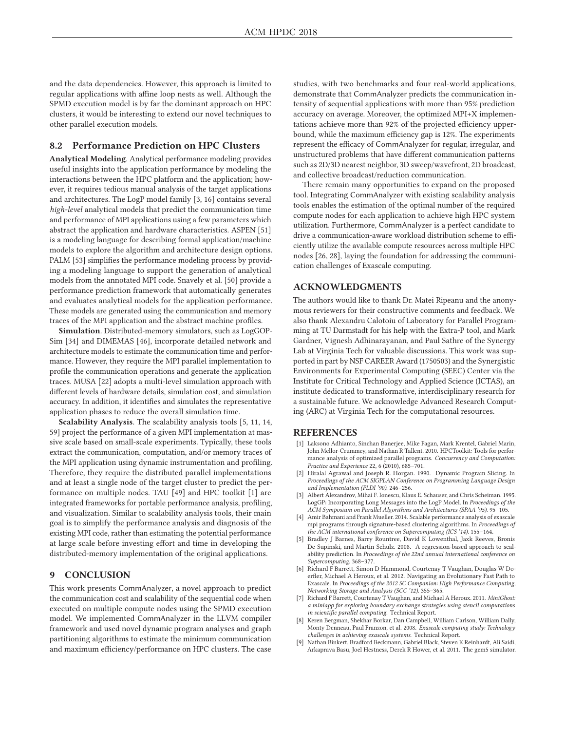and the data dependencies. However, this approach is limited to regular applications with affine loop nests as well. Although the SPMD execution model is by far the dominant approach on HPC clusters, it would be interesting to extend our novel techniques to other parallel execution models.

## 8.2 Performance Prediction on HPC Clusters

**Analytical Modeling**. Analytical performance modeling provides useful insights into the application performance by modeling the interactions between the HPC platform and the application; however, it requires tedious manual analysis of the target applications and architectures. The LogP model family [3, 16] contains several *high-level* analytical models that predict the communication time and performance of MPI applications using a few parameters which abstract the application and hardware characteristics. ASPEN [51] is a modeling language for describing formal application/machine models to explore the algorithm and architecture design options. PALM [53] simplifies the performance modeling process by providing a modeling language to support the generation of analytical models from the annotated MPI code. Snavely et al. [50] provide a performance prediction framework that automatically generates and evaluates analytical models for the application performance. These models are generated using the communication and memory traces of the MPI application and the abstract machine profiles.

**Simulation**. Distributed-memory simulators, such as LogGOPSim [34] and DIMEMAS [46], incorporate detailed network and architecture models to estimate the communication time and performance. However, they require the MPI parallel implementation to profile the communication operations and generate the application traces. MUSA [22] adopts a multi-level simulation approach with different levels of hardware details, simulation cost, and simulation accuracy. In addition, it identifies and simulates the representative application phases to reduce the overall simulation time.

**Scalability Analysis**. The scalability analysis tools [5, 11, 14, 59] project the performance of a given MPI implementation at massive scale based on small-scale experiments. Typically, these tools extract the communication, computation, and/or memory traces of the MPI application using dynamic instrumentation and profiling. Therefore, they require the distributed parallel implementations and at least a single node of the target cluster to predict the performance on multiple nodes. TAU [49] and HPC toolkit [1] are integrated frameworks for portable performance analysis, profiling, and visualization. Similar to scalability analysis tools, their main goal is to simplify the performance analysis and diagnosis of the existing MPI code, rather than estimating the potential performance at large scale before investing effort and time in developing the distributed-memory implementation of the original applications.

# 9 CONCLUSION

This work presents CommAnalyzer, a novel approach to predict the communication cost and scalability of the sequential code when executed on multiple compute nodes using the SPMD execution model. We implemented CommAnalyzer in the LLVM compiler framework and used novel dynamic program analyses and graph partitioning algorithms to estimate the minimum communication and maximum efficiency/performance on HPC clusters. The case studies, with two benchmarks and four real-world applications, demonstrate that CommAnalyzer predicts the communication intensity of sequential applications with more than 95% prediction accuracy on average. Moreover, the optimized MPI+X implementations achieve more than 92% of the projected efficiency upperbound, while the maximum efficiency gap is 12%. The experiments represent the efficacy of CommAnalyzer for regular, irregular, and unstructured problems that have different communication patterns such as 2D/3D nearest neighbor, 3D sweep/wavefront, 2D broadcast, and collective broadcast/reduction communication.

There remain many opportunities to expand on the proposed tool. Integrating CommAnalyzer with existing scalability analysis tools enables the estimation of the optimal number of the required compute nodes for each application to achieve high HPC system utilization. Furthermore, CommAnalyzer is a perfect candidate to drive a communication-aware workload distribution scheme to efficiently utilize the available compute resources across multiple HPC nodes [26, 28], laying the foundation for addressing the communication challenges of Exascale computing.

# ACKNOWLEDGMENTS

The authors would like to thank Dr. Matei Ripeanu and the anonymous reviewers for their constructive comments and feedback. We also thank Alexandru Calotoiu of Laboratory for Parallel Programming at TU Darmstadt for his help with the Extra-P tool, and Mark Gardner, Vignesh Adhinarayanan, and Paul Sathre of the Synergy Lab at Virginia Tech for valuable discussions. This work was supported in part by NSF CAREER Award (1750503) and the Synergistic Environments for Experimental Computing (SEEC) Center via the Institute for Critical Technology and Applied Science (ICTAS), an institute dedicated to transformative, interdisciplinary research for a sustainable future. We acknowledge Advanced Research Computing (ARC) at Virginia Tech for the computational resources.

# REFERENCES

- [1] Laksono Adhianto, Sinchan Banerjee, Mike Fagan, Mark Krentel, Gabriel Marin, John Mellor-Crummey, and Nathan R Tallent. 2010. HPCToolkit: Tools for performance analysis of optimized parallel programs. *Concurrency and Computation: Practice and Experience* 22, 6 (2010), 685–701.
- [2] Hiralal Agrawal and Joseph R. Horgan. 1990. Dynamic Program Slicing. In *Proceedings of the ACM SIGPLAN Conference on Programming Language Design and Implementation (PLDI '90)*. 246–256.
- [3] Albert Alexandrov, Mihai F. Ionescu, Klaus E. Schauser, and Chris Scheiman. 1995. LogGP: Incorporating Long Messages into the LogP Model. In *Proceedings of the ACM Symposium on Parallel Algorithms and Architectures (SPAA '95)*. 95–105.
- [4] Amir Bahmani and Frank Mueller. 2014. Scalable performance analysis of exascale mpi programs through signature-based clustering algorithms. In *Proceedings of the ACM international conference on Supercomputing (ICS '14)*. 155–164.
- [5] Bradley J Barnes, Barry Rountree, David K Lowenthal, Jaxk Reeves, Bronis De Supinski, and Martin Schulz. 2008. A regression-based approach to scalability prediction. In *Proceedings of the 22nd annual international conference on Supercomputing*. 368–377.
- [6] Richard F Barrett, Simon D Hammond, Courtenay T Vaughan, Douglas W Doerfler, Michael A Heroux, et al. 2012. Navigating an Evolutionary Fast Path to Exascale. In *Proceedings of the 2012 SC Companion: High Performance Computing, Networking Storage and Analysis (SCC '12)*. 355–365.
- [7] Richard F Barrett, Courtenay T Vaughan, and Michael A Heroux. 2011. *MiniGhost: a miniapp for exploring boundary exchange strategies using stencil computations in scientific parallel computing.* Technical Report.
- [8] Keren Bergman, Shekhar Borkar, Dan Campbell, William Carlson, William Dally, Monty Denneau, Paul Franzon, et al. 2008. *Exascale computing study: Technology challenges in achieving exascale systems.* Technical Report.
- [9] Nathan Binkert, Bradford Beckmann, Gabriel Black, Steven K Reinhardt, Ali Saidi, Arkaprava Basu, Joel Hestness, Derek R Hower, et al. 2011. The gem5 simulator.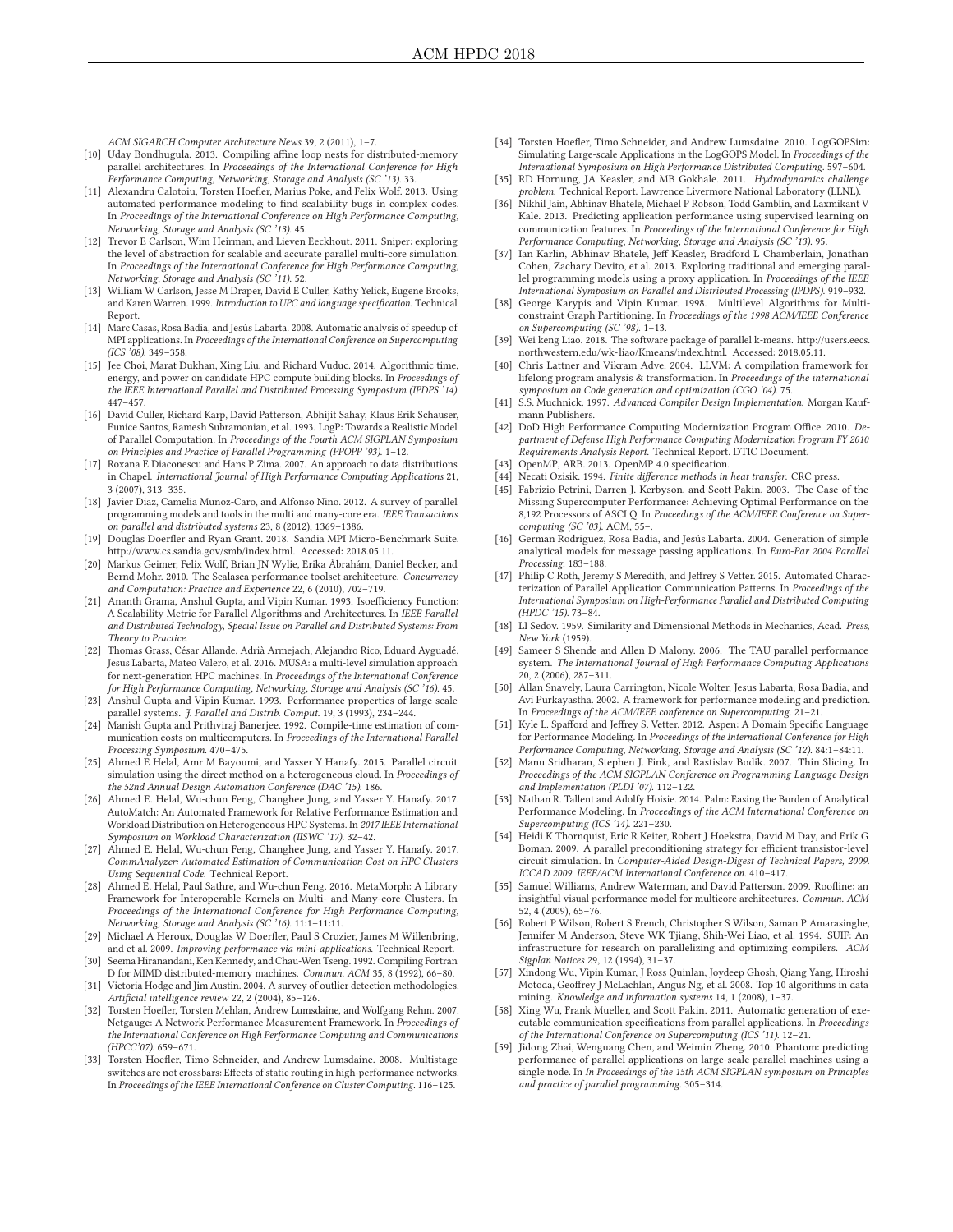*ACM SIGARCH Computer Architecture News* 39, 2 (2011), 1–7.

[10] Uday Bondhugula. 2013. Compiling affine loop nests for distributed-memory parallel architectures. In *Proceedings of the International Conference for High Performance Computing, Networking, Storage and Analysis (SC '13)*. 33.

[11] Alexandru Calotoiu, Torsten Hoefler, Marius Poke, and Felix Wolf. 2013. Using automated performance modeling to find scalability bugs in complex codes. In *Proceedings of the International Conference on High Performance Computing, Networking, Storage and Analysis (SC '13)*. 45.

[12] Trevor E Carlson, Wim Heirman, and Lieven Eeckhout. 2011. Sniper: exploring the level of abstraction for scalable and accurate parallel multi-core simulation. In *Proceedings of the International Conference for High Performance Computing, Networking, Storage and Analysis (SC '11)*. 52.

[13] William W Carlson, Jesse M Draper, David E Culler, Kathy Yelick, Eugene Brooks, and Karen Warren. 1999. *Introduction to UPC and language specification*. Technical Report.

[14] Marc Casas, Rosa Badia, and Jesús Labarta. 2008. Automatic analysis of speedup of MPI applications. In *Proceedings of the International Conference on Supercomputing (ICS '08)*. 349–358.

[15] Jee Choi, Marat Dukhan, Xing Liu, and Richard Vuduc. 2014. Algorithmic time, energy, and power on candidate HPC compute building blocks. In *Proceedings of the IEEE International Parallel and Distributed Processing Symposium (IPDPS '14)*. 447–457.

[16] David Culler, Richard Karp, David Patterson, Abhijit Sahay, Klaus Erik Schauser, Eunice Santos, Ramesh Subramonian, et al. 1993. LogP: Towards a Realistic Model of Parallel Computation. In *Proceedings of the Fourth ACM SIGPLAN Symposium on Principles and Practice of Parallel Programming (PPOPP '93)*. 1–12.

[17] Roxana E Diaconescu and Hans P Zima. 2007. An approach to data distributions in Chapel. *International Journal of High Performance Computing Applications* 21, 3 (2007), 313–335.

[18] Javier Diaz, Camelia Munoz-Caro, and Alfonso Nino. 2012. A survey of parallel programming models and tools in the multi and many-core era. *IEEE Transactions on parallel and distributed systems* 23, 8 (2012), 1369–1386.

[19] Douglas Doerfler and Ryan Grant. 2018. Sandia MPI Micro-Benchmark Suite. http://www.cs.sandia.gov/smb/index.html. Accessed: 2018.05.11.

[20] Markus Geimer, Felix Wolf, Brian JN Wylie, Erika Ábrahám, Daniel Becker, and Bernd Mohr. 2010. The Scalasca performance toolset architecture. *Concurrency and Computation: Practice and Experience* 22, 6 (2010), 702–719.

[21] Ananth Grama, Anshul Gupta, and Vipin Kumar. 1993. Isoefficiency Function: A Scalability Metric for Parallel Algorithms and Architectures. In *IEEE Parallel and Distributed Technology, Special Issue on Parallel and Distributed Systems: From Theory to Practice*.

[22] Thomas Grass, César Allande, Adrià Armejach, Alejandro Rico, Eduard Ayguadé, Jesus Labarta, Mateo Valero, et al. 2016. MUSA: a multi-level simulation approach for next-generation HPC machines. In *Proceedings of the International Conference for High Performance Computing, Networking, Storage and Analysis (SC '16)*. 45.

[23] Anshul Gupta and Vipin Kumar. 1993. Performance properties of large scale parallel systems. *J. Parallel and Distrib. Comput.* 19, 3 (1993), 234–244.

[24] Manish Gupta and Prithviraj Banerjee. 1992. Compile-time estimation of communication costs on multicomputers. In *Proceedings of the International Parallel Processing Symposium*. 470–475.

[25] Ahmed E Helal, Amr M Bayoumi, and Yasser Y Hanafy. 2015. Parallel circuit simulation using the direct method on a heterogeneous cloud. In *Proceedings of the 52nd Annual Design Automation Conference (DAC '15)*. 186.

[26] Ahmed E. Helal, Wu-chun Feng, Changhee Jung, and Yasser Y. Hanafy. 2017. AutoMatch: An Automated Framework for Relative Performance Estimation and Workload Distribution on Heterogeneous HPC Systems. In *2017 IEEE International Symposium on Workload Characterization (IISWC '17)*. 32–42.

[27] Ahmed E. Helal, Wu-chun Feng, Changhee Jung, and Yasser Y. Hanafy. 2017. *CommAnalyzer: Automated Estimation of Communication Cost on HPC Clusters Using Sequential Code*. Technical Report.

[28] Ahmed E. Helal, Paul Sathre, and Wu-chun Feng. 2016. MetaMorph: A Library Framework for Interoperable Kernels on Multi- and Many-core Clusters. In *Proceedings of the International Conference for High Performance Computing, Networking, Storage and Analysis (SC '16)*. 11:1–11:11.

[29] Michael A Heroux, Douglas W Doerfler, Paul S Crozier, James M Willenbring, and et al. 2009. *Improving performance via mini-applications*. Technical Report.

[30] Seema Hiranandani, Ken Kennedy, and Chau-Wen Tseng. 1992. Compiling Fortran D for MIMD distributed-memory machines. *Commun. ACM* 35, 8 (1992), 66–80.

[31] Victoria Hodge and Jim Austin. 2004. A survey of outlier detection methodologies. *Artificial intelligence review* 22, 2 (2004), 85–126.

[32] Torsten Hoefler, Torsten Mehlan, Andrew Lumsdaine, and Wolfgang Rehm. 2007. Netgauge: A Network Performance Measurement Framework. In *Proceedings of the International Conference on High Performance Computing and Communications (HPCC'07)*. 659–671.

[33] Torsten Hoefler, Timo Schneider, and Andrew Lumsdaine. 2008. Multistage switches are not crossbars: Effects of static routing in high-performance networks. In *Proceedings of the IEEE International Conference on Cluster Computing*. 116–125.

[34] Torsten Hoefler, Timo Schneider, and Andrew Lumsdaine. 2010. LogGOPSim: Simulating Large-scale Applications in the LogGOPS Model. In *Proceedings of the International Symposium on High Performance Distributed Computing*. 597–604.

[35] RD Hornung, JA Keasler, and MB Gokhale. 2011. *Hydrodynamics challenge problem*. Technical Report. Lawrence Livermore National Laboratory (LLNL).

[36] Nikhil Jain, Abhinav Bhatele, Michael P Robson, Todd Gamblin, and Laxmikant V Kale. 2013. Predicting application performance using supervised learning on communication features. In *Proceedings of the International Conference for High Performance Computing, Networking, Storage and Analysis (SC '13)*. 95.

[37] Ian Karlin, Abhinav Bhatele, Jeff Keasler, Bradford L Chamberlain, Jonathan Cohen, Zachary Devito, et al. 2013. Exploring traditional and emerging parallel programming models using a proxy application. In *Proceedings of the IEEE International Symposium on Parallel and Distributed Processing (IPDPS)*. 919–932.

[38] George Karypis and Vipin Kumar. 1998. Multilevel Algorithms for Multiconstraint Graph Partitioning. In *Proceedings of the 1998 ACM/IEEE Conference on Supercomputing (SC '98)*. 1–13.

[39] Wei keng Liao. 2018. The software package of parallel k-means. http://users.eecs.northwestern.edu/wk-liao/Kmeans/index.html. Accessed: 2018.05.11.

[40] Chris Lattner and Vikram Adve. 2004. LLVM: A compilation framework for lifelong program analysis & transformation. In *Proceedings of the international symposium on Code generation and optimization (CGO '04)*. 75.

[41] S.S. Muchnick. 1997. *Advanced Compiler Design Implementation*. Morgan Kaufmann Publishers.

[42] DoD High Performance Computing Modernization Program Office. 2010. *Department of Defense High Performance Computing Modernization Program FY 2010 Requirements Analysis Report*. Technical Report. DTIC Document.

[43] OpenMP, ARB. 2013. OpenMP 4.0 specification.

[44] Necati Ozisik. 1994. *Finite difference methods in heat transfer*. CRC press.

[45] Fabrizio Petrini, Darren J. Kerbyson, and Scott Pakin. 2003. The Case of the Missing Supercomputer Performance: Achieving Optimal Performance on the 8,192 Processors of ASCI Q. In *Proceedings of the ACM/IEEE Conference on Supercomputing (SC '03)*. ACM, 55–.

[46] German Rodriguez, Rosa Badia, and Jesús Labarta. 2004. Generation of simple analytical models for message passing applications. In *Euro-Par 2004 Parallel Processing*. 183–188.

[47] Philip C Roth, Jeremy S Meredith, and Jeffrey S Vetter. 2015. Automated Characterization of Parallel Application Communication Patterns. In *Proceedings of the International Symposium on High-Performance Parallel and Distributed Computing (HPDC '15)*. 73–84.

[48] LI Sedov. 1959. Similarity and Dimensional Methods in Mechanics, Acad. *Press, New York* (1959).

[49] Sameer S Shende and Allen D Malony. 2006. The TAU parallel performance system. *The International Journal of High Performance Computing Applications* 20, 2 (2006), 287–311.

[50] Allan Snavely, Laura Carrington, Nicole Wolter, Jesus Labarta, Rosa Badia, and Avi Purkayastha. 2002. A framework for performance modeling and prediction. In *Proceedings of the ACM/IEEE conference on Supercomputing*. 21–21.

[51] Kyle L. Spafford and Jeffrey S. Vetter. 2012. Aspen: A Domain Specific Language for Performance Modeling. In *Proceedings of the International Conference for High Performance Computing, Networking, Storage and Analysis (SC '12)*. 84:1–84:11.

[52] Manu Sridharan, Stephen J. Fink, and Rastislav Bodik. 2007. Thin Slicing. In *Proceedings of the ACM SIGPLAN Conference on Programming Language Design and Implementation (PLDI '07)*. 112–122.

[53] Nathan R. Tallent and Adolfy Hoisie. 2014. Palm: Easing the Burden of Analytical Performance Modeling. In *Proceedings of the ACM International Conference on Supercomputing (ICS '14)*. 221–230.

[54] Heidi K Thornquist, Eric R Keiter, Robert J Hoekstra, David M Day, and Erik G Boman. 2009. A parallel preconditioning strategy for efficient transistor-level circuit simulation. In *Computer-Aided Design-Digest of Technical Papers, 2009. ICCAD 2009. IEEE/ACM International Conference on*. 410–417.

[55] Samuel Williams, Andrew Waterman, and David Patterson. 2009. Roofline: an insightful visual performance model for multicore architectures. *Commun. ACM* 52, 4 (2009), 65–76.

[56] Robert P Wilson, Robert S French, Christopher S Wilson, Saman P Amarasinghe, Jennifer M Anderson, Steve WK Tjiang, Shih-Wei Liao, et al. 1994. SUIF: An infrastructure for research on parallelizing and optimizing compilers. *ACM Sigplan Notices* 29, 12 (1994), 31–37.

[57] Xindong Wu, Vipin Kumar, J Ross Quinlan, Joydeep Ghosh, Qiang Yang, Hiroshi Motoda, Geoffrey J McLachlan, Angus Ng, et al. 2008. Top 10 algorithms in data mining. *Knowledge and information systems* 14, 1 (2008), 1–37.

[58] Xing Wu, Frank Mueller, and Scott Pakin. 2011. Automatic generation of executable communication specifications from parallel applications. In *Proceedings of the International Conference on Supercomputing (ICS '11)*. 12–21.

[59] Jidong Zhai, Wenguang Chen, and Weimin Zheng. 2010. Phantom: predicting performance of parallel applications on large-scale parallel machines using a single node. In *In Proceedings of the 15th ACM SIGPLAN symposium on Principles and practice of parallel programming*. 305–314.